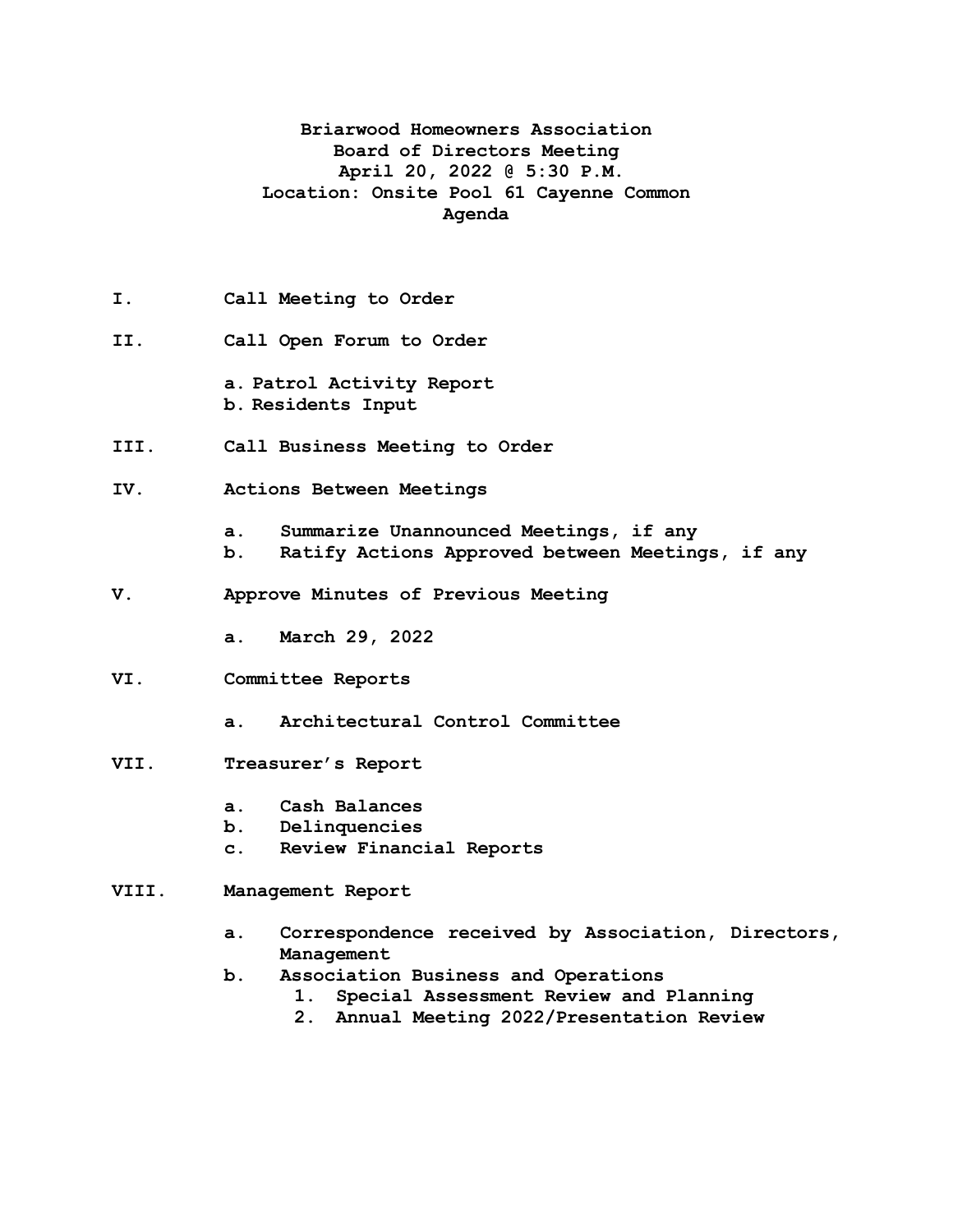# Briarwood Homeowners Association
## Board of Directors Meeting
## April 20, 2022 @ 5:30 P.M.
## Location: Onsite Pool 61 Cayenne Common
## Agenda

**I. Call Meeting to Order**

**II. Call Open Forum to Order**

- a. Patrol Activity Report
- b. Residents Input

**III. Call Business Meeting to Order**

**IV. Actions Between Meetings**

- a. Summarize Unannounced Meetings, if any
- b. Ratify Actions Approved between Meetings, if any

**V. Approve Minutes of Previous Meeting**

- a. March 29, 2022

**VI. Committee Reports**

- a. Architectural Control Committee

**VII. Treasurer's Report**

- a. Cash Balances
- b. Delinquencies
- c. Review Financial Reports

**VIII. Management Report**

- a. Correspondence received by Association, Directors, Management
- b. Association Business and Operations
  1. Special Assessment Review and Planning
  2. Annual Meeting 2022/Presentation Review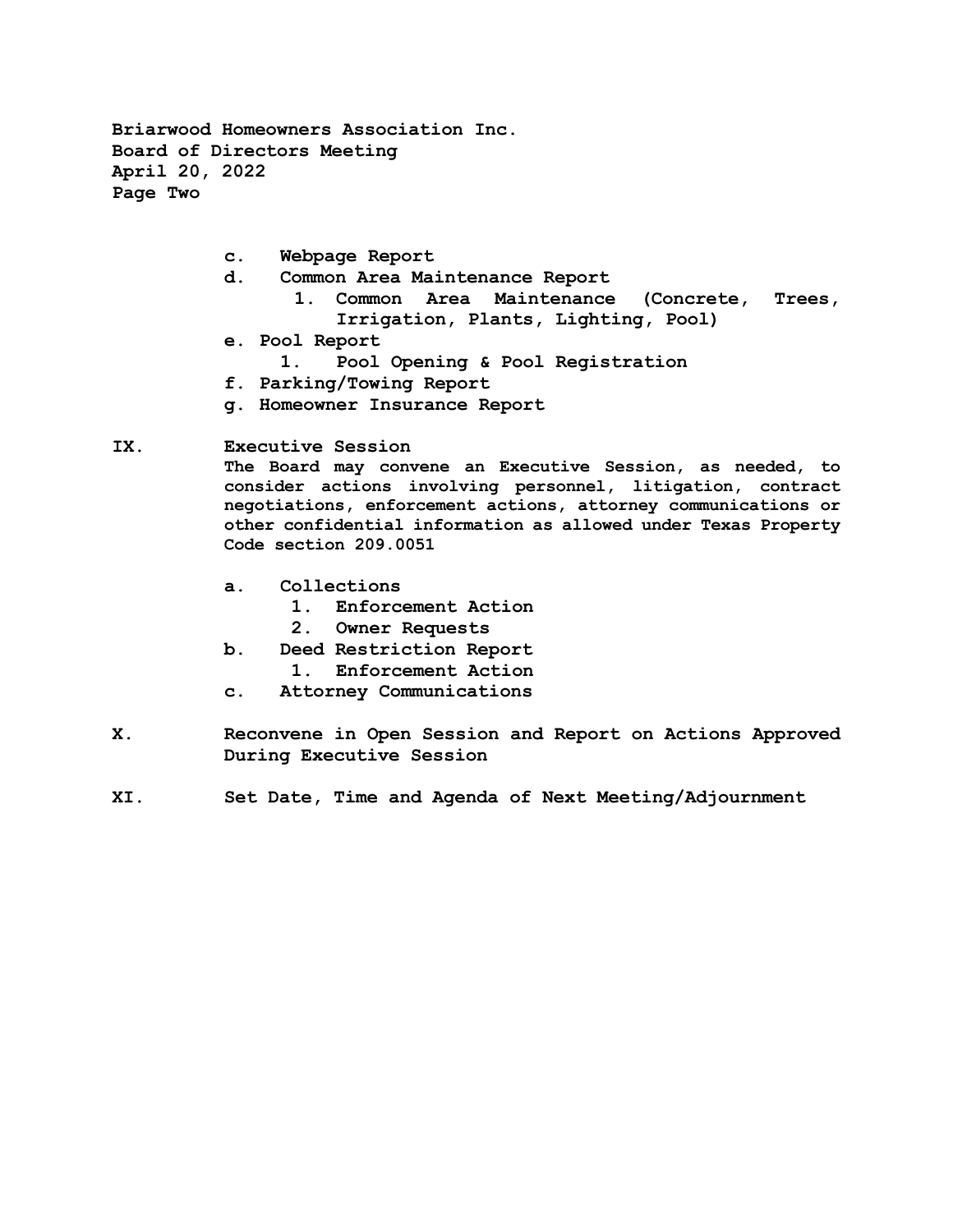c. Webpage Report
d. Common Area Maintenance Report
   1. Common Area Maintenance (Concrete, Trees, Irrigation, Plants, Lighting, Pool)
e. Pool Report
   1. Pool Opening & Pool Registration
f. Parking/Towing Report
g. Homeowner Insurance Report

IX. Executive Session

The Board may convene an Executive Session, as needed, to consider actions involving personnel, litigation, contract negotiations, enforcement actions, attorney communications or other confidential information as allowed under Texas Property Code section 209.0051

a. Collections
   1. Enforcement Action
   2. Owner Requests
b. Deed Restriction Report
   1. Enforcement Action
c. Attorney Communications

X. Reconvene in Open Session and Report on Actions Approved During Executive Session

XI. Set Date, Time and Agenda of Next Meeting/Adjournment